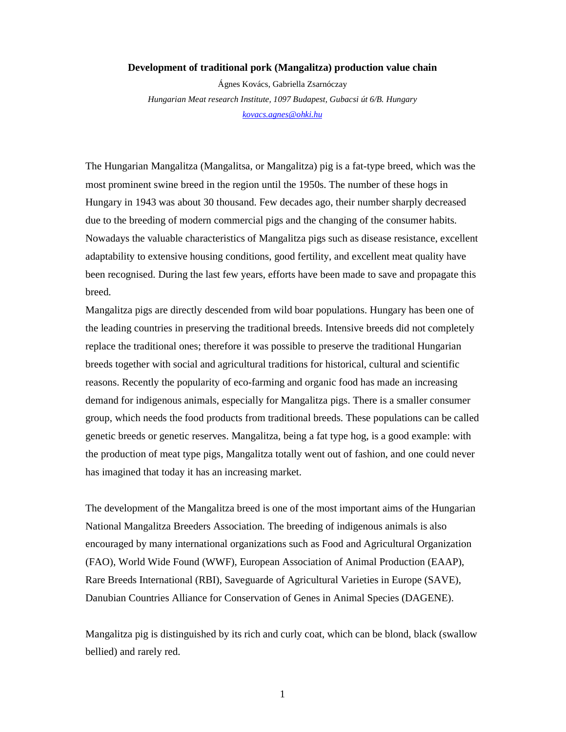# Development of traditional pork (Mangalitza) production value chain

Ágnes Kovács, Gabriella Zsarnóczay

*Hungarian Meat research Institute, 1097 Budapest, Gubacsi út 6/B. Hungary*

*kovacs.agnes@ohki.hu*

The Hungarian Mangalitza (Mangalitsa, or Mangalitza) pig is a fat-type breed, which was the most prominent swine breed in the region until the 1950s. The number of these hogs in Hungary in 1943 was about 30 thousand. Few decades ago, their number sharply decreased due to the breeding of modern commercial pigs and the changing of the consumer habits. Nowadays the valuable characteristics of Mangalitza pigs such as disease resistance, excellent adaptability to extensive housing conditions, good fertility, and excellent meat quality have been recognised. During the last few years, efforts have been made to save and propagate this breed.

Mangalitza pigs are directly descended from wild boar populations. Hungary has been one of the leading countries in preserving the traditional breeds. Intensive breeds did not completely replace the traditional ones; therefore it was possible to preserve the traditional Hungarian breeds together with social and agricultural traditions for historical, cultural and scientific reasons. Recently the popularity of eco-farming and organic food has made an increasing demand for indigenous animals, especially for Mangalitza pigs. There is a smaller consumer group, which needs the food products from traditional breeds. These populations can be called genetic breeds or genetic reserves. Mangalitza, being a fat type hog, is a good example: with the production of meat type pigs, Mangalitza totally went out of fashion, and one could never has imagined that today it has an increasing market.

The development of the Mangalitza breed is one of the most important aims of the Hungarian National Mangalitza Breeders Association. The breeding of indigenous animals is also encouraged by many international organizations such as Food and Agricultural Organization (FAO), World Wide Found (WWF), European Association of Animal Production (EAAP), Rare Breeds International (RBI), Saveguarde of Agricultural Varieties in Europe (SAVE), Danubian Countries Alliance for Conservation of Genes in Animal Species (DAGENE).

Mangalitza pig is distinguished by its rich and curly coat, which can be blond, black (swallow bellied) and rarely red.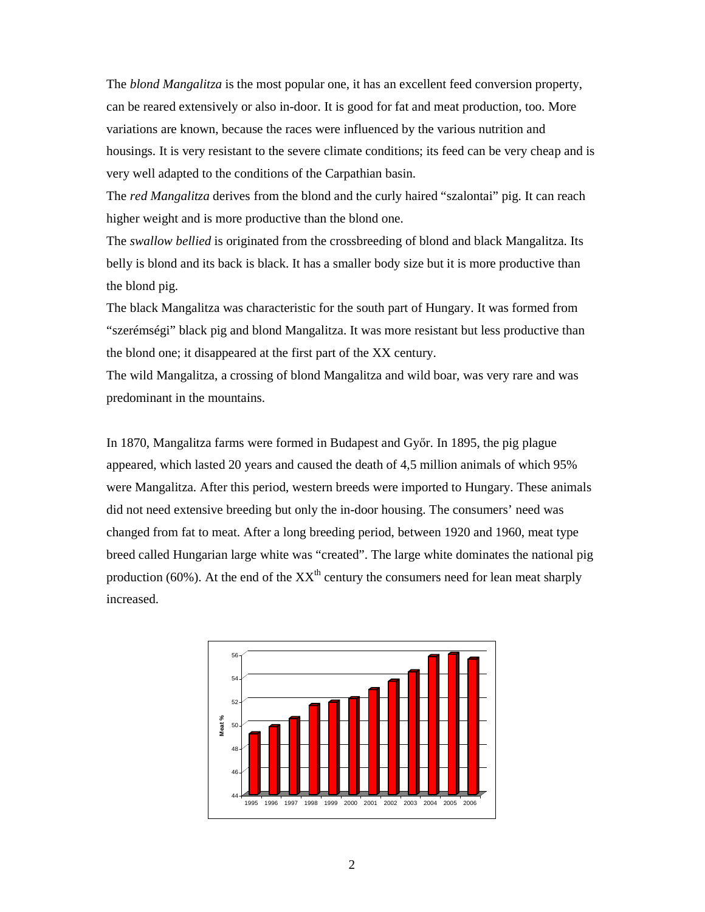The *blond Mangalitza* is the most popular one, it has an excellent feed conversion property, can be reared extensively or also in-door. It is good for fat and meat production, too. More variations are known, because the races were influenced by the various nutrition and housings. It is very resistant to the severe climate conditions; its feed can be very cheap and is very well adapted to the conditions of the Carpathian basin.

The *red Mangalitza* derives from the blond and the curly haired "szalontai" pig. It can reach higher weight and is more productive than the blond one.

The *swallow bellied* is originated from the crossbreeding of blond and black Mangalitza. Its belly is blond and its back is black. It has a smaller body size but it is more productive than the blond pig.

The black Mangalitza was characteristic for the south part of Hungary. It was formed from "szerémségi" black pig and blond Mangalitza. It was more resistant but less productive than the blond one; it disappeared at the first part of the XX century.

The wild Mangalitza, a crossing of blond Mangalitza and wild boar, was very rare and was predominant in the mountains.

In 1870, Mangalitza farms were formed in Budapest and Győr. In 1895, the pig plague appeared, which lasted 20 years and caused the death of 4,5 million animals of which 95% were Mangalitza. After this period, western breeds were imported to Hungary. These animals did not need extensive breeding but only the in-door housing. The consumers' need was changed from fat to meat. After a long breeding period, between 1920 and 1960, meat type breed called Hungarian large white was "created". The large white dominates the national pig production (60%). At the end of the XXth century the consumers need for lean meat sharply increased.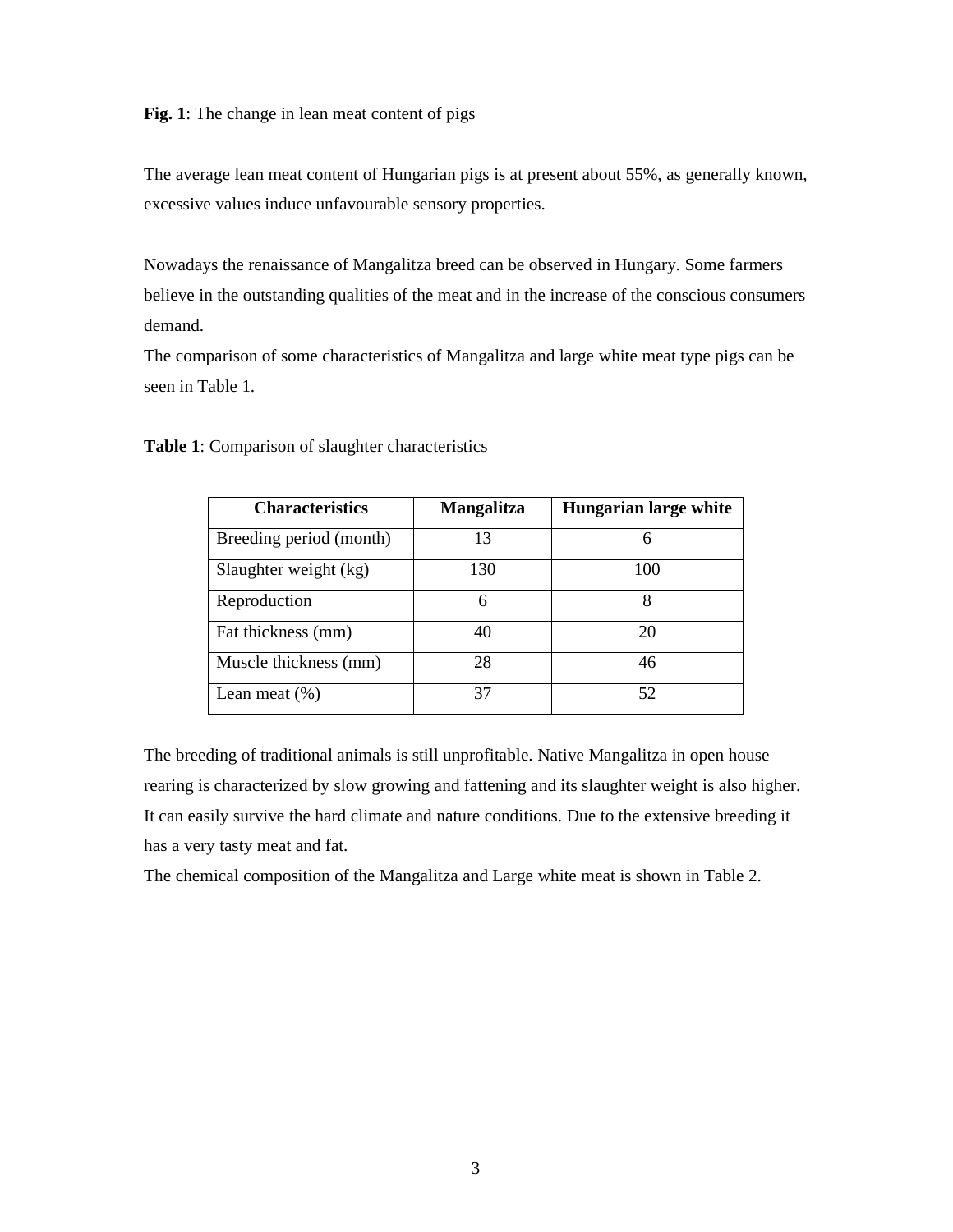**Fig. 1**: The change in lean meat content of pigs

The average lean meat content of Hungarian pigs is at present about 55%, as generally known, excessive values induce unfavourable sensory properties.

Nowadays the renaissance of Mangalitza breed can be observed in Hungary. Some farmers believe in the outstanding qualities of the meat and in the increase of the conscious consumers demand.

The comparison of some characteristics of Mangalitza and large white meat type pigs can be seen in Table 1.

**Table 1**: Comparison of slaughter characteristics

| Characteristics | Mangalitza | Hungarian large white |
|---|---|---|
| Breeding period (month) | 13 | 6 |
| Slaughter weight (kg) | 130 | 100 |
| Reproduction | 6 | 8 |
| Fat thickness (mm) | 40 | 20 |
| Muscle thickness (mm) | 28 | 46 |
| Lean meat (%) | 37 | 52 |

The breeding of traditional animals is still unprofitable. Native Mangalitza in open house rearing is characterized by slow growing and fattening and its slaughter weight is also higher. It can easily survive the hard climate and nature conditions. Due to the extensive breeding it has a very tasty meat and fat.

The chemical composition of the Mangalitza and Large white meat is shown in Table 2.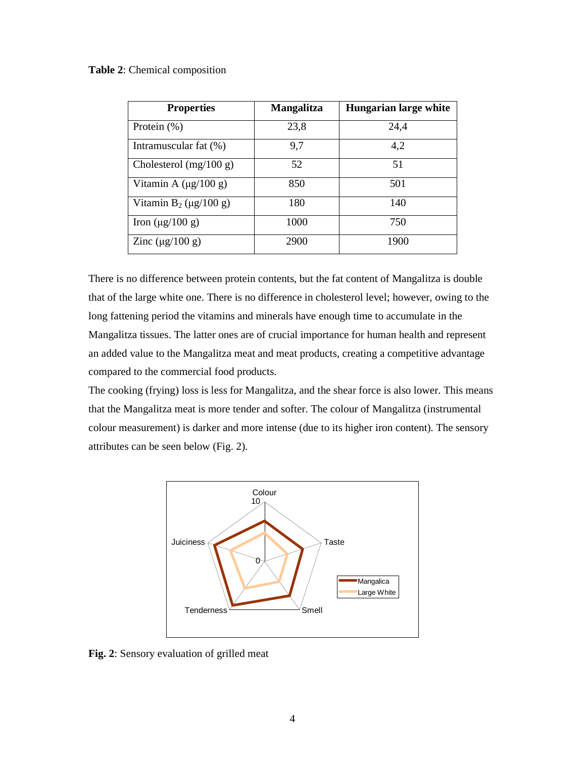**Table 2**: Chemical composition

| Properties | Mangalitza | Hungarian large white |
|---|---|---|
| Protein (%) | 23,8 | 24,4 |
| Intramuscular fat (%) | 9,7 | 4,2 |
| Cholesterol (mg/100 g) | 52 | 51 |
| Vitamin A (μg/100 g) | 850 | 501 |
| Vitamin $B_2$ (μg/100 g) | 180 | 140 |
| Iron (μg/100 g) | 1000 | 750 |
| Zinc (μg/100 g) | 2900 | 1900 |

There is no difference between protein contents, but the fat content of Mangalitza is double that of the large white one. There is no difference in cholesterol level; however, owing to the long fattening period the vitamins and minerals have enough time to accumulate in the Mangalitza tissues. The latter ones are of crucial importance for human health and represent an added value to the Mangalitza meat and meat products, creating a competitive advantage compared to the commercial food products.

The cooking (frying) loss is less for Mangalitza, and the shear force is also lower. This means that the Mangalitza meat is more tender and softer. The colour of Mangalitza (instrumental colour measurement) is darker and more intense (due to its higher iron content). The sensory attributes can be seen below (Fig. 2).

**Fig. 2**: Sensory evaluation of grilled meat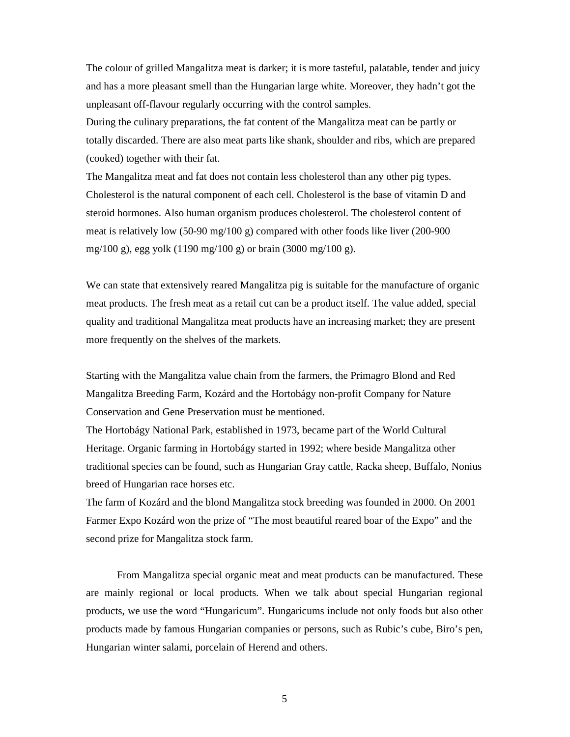The colour of grilled Mangalitza meat is darker; it is more tasteful, palatable, tender and juicy and has a more pleasant smell than the Hungarian large white. Moreover, they hadn't got the unpleasant off-flavour regularly occurring with the control samples.

During the culinary preparations, the fat content of the Mangalitza meat can be partly or totally discarded. There are also meat parts like shank, shoulder and ribs, which are prepared (cooked) together with their fat.

The Mangalitza meat and fat does not contain less cholesterol than any other pig types. Cholesterol is the natural component of each cell. Cholesterol is the base of vitamin D and steroid hormones. Also human organism produces cholesterol. The cholesterol content of meat is relatively low (50-90 mg/100 g) compared with other foods like liver (200-900 mg/100 g), egg yolk (1190 mg/100 g) or brain (3000 mg/100 g).

We can state that extensively reared Mangalitza pig is suitable for the manufacture of organic meat products. The fresh meat as a retail cut can be a product itself. The value added, special quality and traditional Mangalitza meat products have an increasing market; they are present more frequently on the shelves of the markets.

Starting with the Mangalitza value chain from the farmers, the Primagro Blond and Red Mangalitza Breeding Farm, Kozárd and the Hortobágy non-profit Company for Nature Conservation and Gene Preservation must be mentioned.

The Hortobágy National Park, established in 1973, became part of the World Cultural Heritage. Organic farming in Hortobágy started in 1992; where beside Mangalitza other traditional species can be found, such as Hungarian Gray cattle, Racka sheep, Buffalo, Nonius breed of Hungarian race horses etc.

The farm of Kozárd and the blond Mangalitza stock breeding was founded in 2000. On 2001 Farmer Expo Kozárd won the prize of "The most beautiful reared boar of the Expo" and the second prize for Mangalitza stock farm.

From Mangalitza special organic meat and meat products can be manufactured. These are mainly regional or local products. When we talk about special Hungarian regional products, we use the word "Hungaricum". Hungaricums include not only foods but also other products made by famous Hungarian companies or persons, such as Rubic's cube, Biro's pen, Hungarian winter salami, porcelain of Herend and others.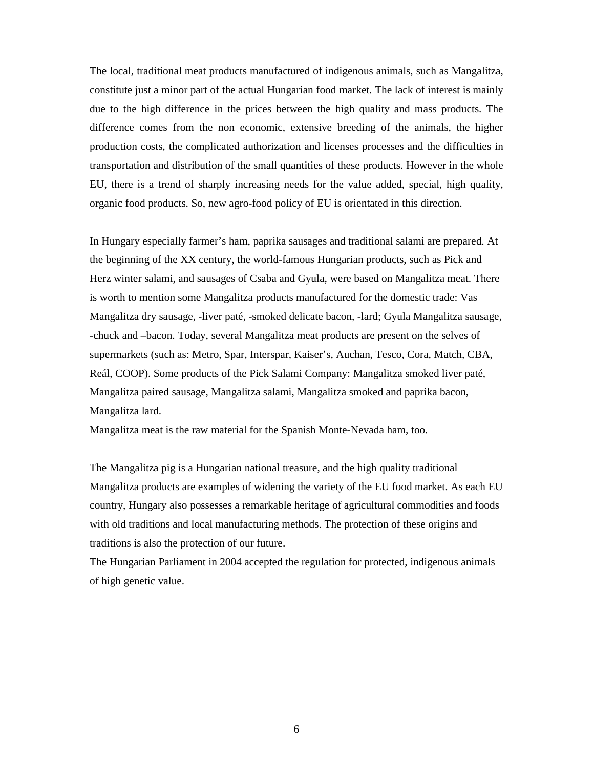The local, traditional meat products manufactured of indigenous animals, such as Mangalitza, constitute just a minor part of the actual Hungarian food market. The lack of interest is mainly due to the high difference in the prices between the high quality and mass products. The difference comes from the non economic, extensive breeding of the animals, the higher production costs, the complicated authorization and licenses processes and the difficulties in transportation and distribution of the small quantities of these products. However in the whole EU, there is a trend of sharply increasing needs for the value added, special, high quality, organic food products. So, new agro-food policy of EU is orientated in this direction.

In Hungary especially farmer's ham, paprika sausages and traditional salami are prepared. At the beginning of the XX century, the world-famous Hungarian products, such as Pick and Herz winter salami, and sausages of Csaba and Gyula, were based on Mangalitza meat. There is worth to mention some Mangalitza products manufactured for the domestic trade: Vas Mangalitza dry sausage, -liver paté, -smoked delicate bacon, -lard; Gyula Mangalitza sausage, -chuck and –bacon. Today, several Mangalitza meat products are present on the selves of supermarkets (such as: Metro, Spar, Interspar, Kaiser's, Auchan, Tesco, Cora, Match, CBA, Reál, COOP). Some products of the Pick Salami Company: Mangalitza smoked liver paté, Mangalitza paired sausage, Mangalitza salami, Mangalitza smoked and paprika bacon, Mangalitza lard.
Mangalitza meat is the raw material for the Spanish Monte-Nevada ham, too.

The Mangalitza pig is a Hungarian national treasure, and the high quality traditional Mangalitza products are examples of widening the variety of the EU food market. As each EU country, Hungary also possesses a remarkable heritage of agricultural commodities and foods with old traditions and local manufacturing methods. The protection of these origins and traditions is also the protection of our future.
The Hungarian Parliament in 2004 accepted the regulation for protected, indigenous animals of high genetic value.